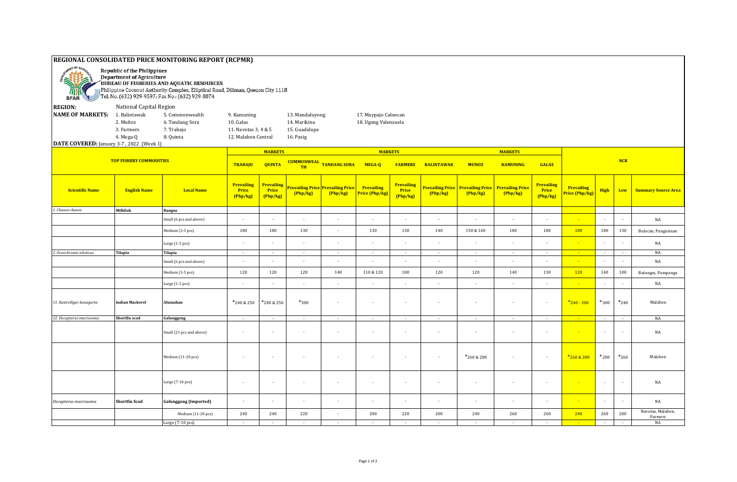# REGIONAL CONSOLIDATED PRICE MONITORING REPORT (RCPMR)

Republic of the Philippines
Department of Agriculture
BUREAU OF FISHERIES AND AQUATIC RESOURCES
Philippine Coconut Authority Complex, Elliptical Road, Diliman, Quezon City 1118
Tel. No. (632) 929-9597; Fax No.: (632) 929-8074

**REGION:** National Capital Region

**NAME OF MARKETS:**

| | | | | |
|---|---|---|---|---|
| 1. Balintawak | 5. Commonwealth | 9. Kamuning | 13. Mandaluyong | 17. Maypajo Caloocan |
| 2. Muñoz | 6. Tandang Sora | 10. Galas | 14. Marikina | 18. Ugong Valenzuela |
| 3. Farmers | 7. Trabajo | 11. Navotas 3, 4 & 5 | 15. Guadalupe | |
| 4. Mega-Q | 8. Quinta | 12. Malabon Central | 16. Pasig | |

**DATE COVERED:** January 3-7 , 2022 (Week 1)

| TOP FISHERY COMMODITIES | | | MARKETS | | | | | | | | | | NCR | | | |
|---|---|---|---|---|---|---|---|---|---|---|---|---|---|---|---|---|
| | | | TRABAJO | QUINTA | COMMONWEALTH | TANDANG SORA | MEGA-Q | FARMERS | BALINTAWAK | MUNOZ | KAMUNING | GALAS | | | | |
| Scientific Name | English Name | Local Name | Prevailing Price (Php/kg) | Prevailing Price (Php/kg) | Prevailing Price (Php/kg) | Prevailing Price (Php/kg) | Prevailing Price (Php/kg) | Prevailing Price (Php/kg) | Prevailing Price (Php/kg) | Prevailing Price (Php/kg) | Prevailing Price (Php/kg) | Prevailing Price (Php/kg) | Prevailing Price (Php/kg) | High | Low | Summary Source Area |
| *1. Chanos chanos* | **Milkfish** | **Bangus** | | | | | | | | | | | | | | |
| | | Small (6 pcs and above) | - | - | - | - | - | - | - | - | - | - | - | - | - | NA |
| | | Medium (3-5 pcs) | 180 | 180 | 130 | - | 130 | 130 | 140 | 150 & 160 | 180 | 180 | 180 | 180 | 130 | Bulacan, Pangasinan |
| | | Large (1-2 pcs) | - | - | - | - | - | - | - | - | - | - | - | - | - | NA |
| *2. Oreochromis niloticus* | **Tilapia** | **Tilapia** | - | - | - | - | - | - | - | - | - | - | - | - | - | NA |
| | | Small (6 pcs and above) | - | - | - | - | - | - | - | - | - | - | - | - | - | NA |
| | | Medium (3-5 pcs) | 120 | 120 | 120 | 140 | 110 & 120 | 100 | 120 | 120 | 140 | 130 | 120 | 140 | 100 | Batangas, Pampanga |
| | | Large (1-2 pcs) | - | - | - | - | - | - | - | - | - | - | - | - | - | NA |
| *11. Rastrelliger kanagurta* | **Indian Mackerel** | **Alumahan** | *240 & 250 | *240 & 250 | *300 | - | - | - | - | - | - | - | *240 - 300 | *300 | *240 | Malabon |
| *12. Decapterus macrosoma* | **Shortfin scad** | **Galunggong** | - | - | - | - | - | - | - | - | - | - | - | - | - | NA |
| | | Small (21 pcs and above) | - | - | - | - | - | - | - | - | - | - | - | - | - | NA |
| | | Medium (11-20 pcs) | - | - | - | - | - | - | - | *260 & 280 | - | - | *260 & 280 | *280 | *260 | Malabon |
| | | Large (7-10 pcs) | - | - | - | - | - | - | - | - | - | - | - | - | - | NA |
| *Decapterus macrosoma* | **Shortfin Scad** | **Galunggong (Imported)** | - | - | - | - | - | - | - | - | - | - | - | - | - | NA |
| | | Medium (11-20 pcs) | 240 | 240 | 220 | - | 200 | 220 | 200 | 240 | 260 | 260 | 240 | 260 | 200 | Navotas, Malabon, Farmers |
| | | Large (7-10 pcs) | - | - | - | - | - | - | - | - | - | - | - | - | - | NA |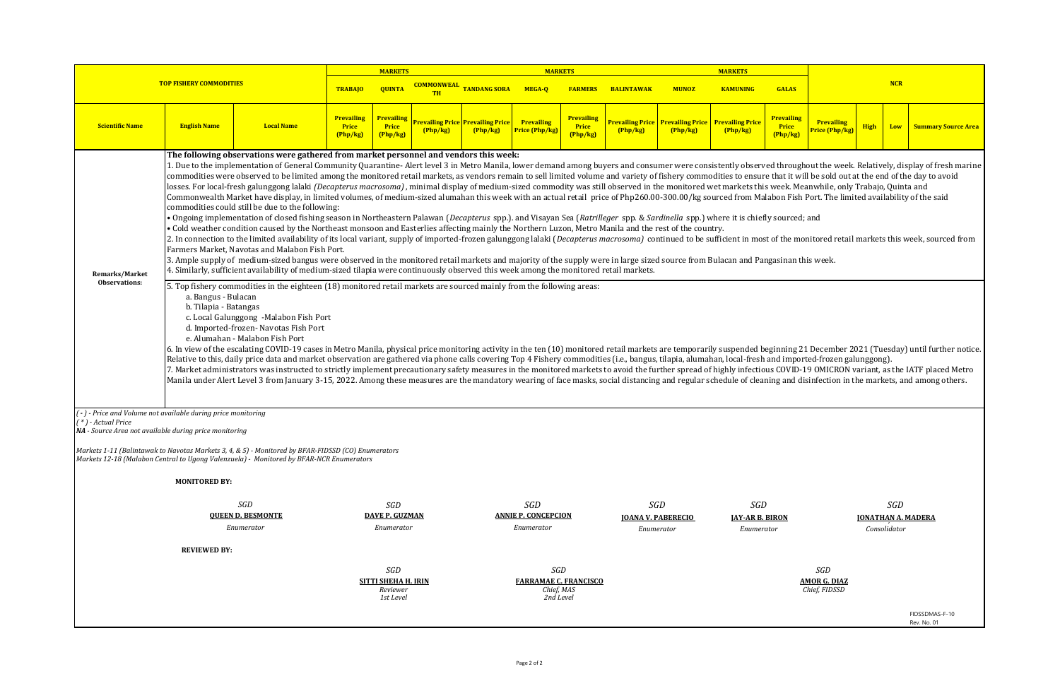| TOP FISHERY COMMODITIES | | | MARKETS | | | | | MARKETS | | | MARKETS | | NCR | | | |
|---|---|---|---|---|---|---|---|---|---|---|---|---|---|---|---|---|
| | | | TRABAJO | QUINTA | COMMONWEALTH | TANDANG SORA | MEGA-Q | FARMERS | BALINTAWAK | MUNOZ | KAMUNING | GALAS | | | | |
| Scientific Name | English Name | Local Name | Prevailing Price (Php/kg) | Prevailing Price (Php/kg) | Prevailing Price (Php/kg) | Prevailing Price (Php/kg) | Prevailing Price (Php/kg) | Prevailing Price (Php/kg) | Prevailing Price (Php/kg) | Prevailing Price (Php/kg) | Prevailing Price (Php/kg) | Prevailing Price (Php/kg) | Prevailing Price (Php/kg) | High | Low | Summary Source Area |

**Remarks/Market Observations:**

**The following observations were gathered from market personnel and vendors this week:**

1. Due to the implementation of General Community Quarantine- Alert level 3 in Metro Manila, lower demand among buyers and consumer were consistently observed throughout the week. Relatively, display of fresh marine commodities were observed to be limited among the monitored retail markets, as vendors remain to sell limited volume and variety of fishery commodities to ensure that it will be sold out at the end of the day to avoid losses. For local-fresh galunggong lalaki *(Decapterus macrosoma)*, minimal display of medium-sized commodity was still observed in the monitored wet markets this week. Meanwhile, only Trabajo, Quinta and Commonwealth Market have display, in limited volumes, of medium-sized alumahan this week with an actual retail price of Php260.00-300.00/kg sourced from Malabon Fish Port. The limited availability of the said commodities could still be due to the following:
   - Ongoing implementation of closed fishing season in Northeastern Palawan (*Decapterus* spp.). and Visayan Sea (*Ratrilleger* spp. & *Sardinella* spp.) where it is chiefly sourced; and
   - Cold weather condition caused by the Northeast monsoon and Easterlies affecting mainly the Northern Luzon, Metro Manila and the rest of the country.
2. In connection to the limited availability of its local variant, supply of imported-frozen galunggong lalaki (*Decapterus macrosoma)* continued to be sufficient in most of the monitored retail markets this week, sourced from Farmers Market, Navotas and Malabon Fish Port.
3. Ample supply of medium-sized bangus were observed in the monitored retail markets and majority of the supply were in large sized source from Bulacan and Pangasinan this week.
4. Similarly, sufficient availability of medium-sized tilapia were continuously observed this week among the monitored retail markets.

5. Top fishery commodities in the eighteen (18) monitored retail markets are sourced mainly from the following areas:
   a. Bangus - Bulacan
   b. Tilapia - Batangas
   c. Local Galunggong -Malabon Fish Port
   d. Imported-frozen- Navotas Fish Port
   e. Alumahan - Malabon Fish Port
6. In view of the escalating COVID-19 cases in Metro Manila, physical price monitoring activity in the ten (10) monitored retail markets are temporarily suspended beginning 21 December 2021 (Tuesday) until further notice. Relative to this, daily price data and market observation are gathered via phone calls covering Top 4 Fishery commodities (i.e., bangus, tilapia, alumahan, local-fresh and imported-frozen galunggong).
7. Market administrators was instructed to strictly implement precautionary safety measures in the monitored markets to avoid the further spread of highly infectious COVID-19 OMICRON variant, as the IATF placed Metro Manila under Alert Level 3 from January 3-15, 2022. Among these measures are the mandatory wearing of face masks, social distancing and regular schedule of cleaning and disinfection in the markets, and among others.

*( - ) - Price and Volume not available during price monitoring*
*( \* ) - Actual Price*
***NA** - Source Area not available during price monitoring*

*Markets 1-11 (Balintawak to Navotas Markets 3, 4, & 5) - Monitored by BFAR-FIDSSD (CO) Enumerators*
*Markets 12-18 (Malabon Central to Ugong Valenzuela) - Monitored by BFAR-NCR Enumerators*

**MONITORED BY:**

*SGD*
**QUEEN D. BESMONTE**
*Enumerator*

*SGD*
**DAVE P. GUZMAN**
*Enumerator*

*SGD*
**ANNIE P. CONCEPCION**
*Enumerator*

*SGD*
**JOANA V. PABERECIO**
*Enumerator*

*SGD*
**JAY-AR B. BIRON**
*Enumerator*

*SGD*
**JONATHAN A. MADERA**
*Consolidator*

**REVIEWED BY:**

*SGD*
**SITTI SHEHA H. IRIN**
*Reviewer*
*1st Level*

*SGD*
**FARRAMAE C. FRANCISCO**
*Chief, MAS*
*2nd Level*

*SGD*
**AMOR G. DIAZ**
*Chief, FIDSSD*

FIDSSDMAS-F-10
Rev. No. 01